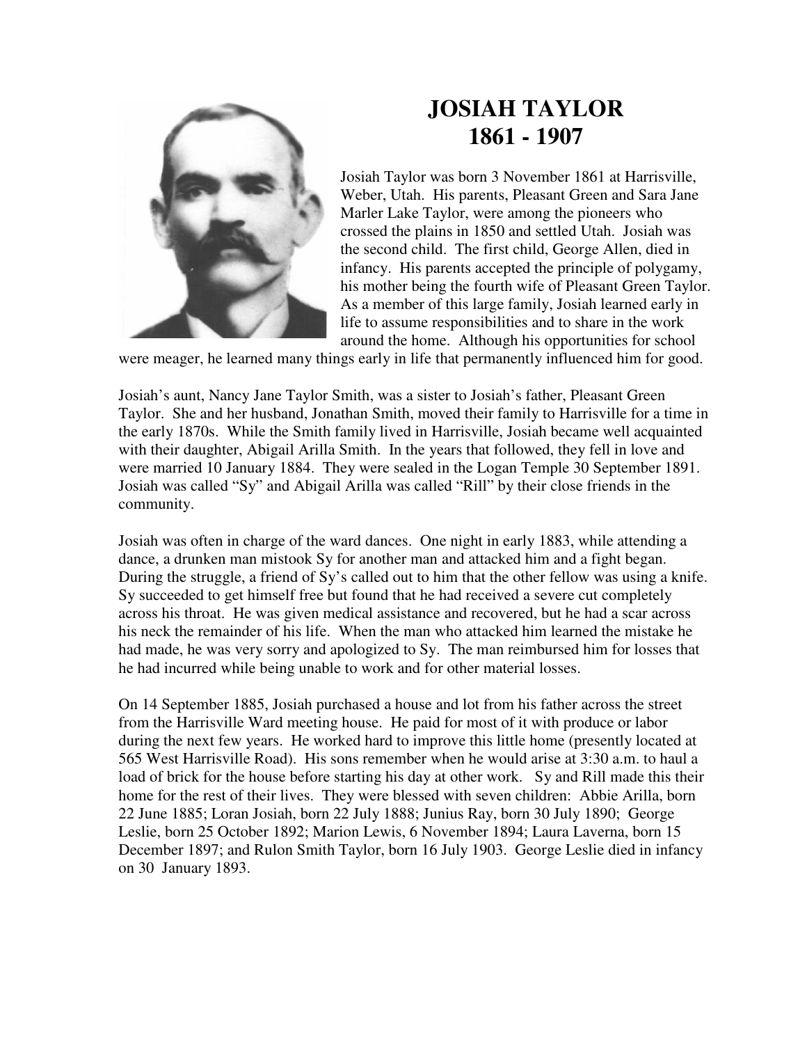# JOSIAH TAYLOR
# 1861 - 1907

Josiah Taylor was born 3 November 1861 at Harrisville, Weber, Utah. His parents, Pleasant Green and Sara Jane Marler Lake Taylor, were among the pioneers who crossed the plains in 1850 and settled Utah. Josiah was the second child. The first child, George Allen, died in infancy. His parents accepted the principle of polygamy, his mother being the fourth wife of Pleasant Green Taylor. As a member of this large family, Josiah learned early in life to assume responsibilities and to share in the work around the home. Although his opportunities for school were meager, he learned many things early in life that permanently influenced him for good.

Josiah's aunt, Nancy Jane Taylor Smith, was a sister to Josiah's father, Pleasant Green Taylor. She and her husband, Jonathan Smith, moved their family to Harrisville for a time in the early 1870s. While the Smith family lived in Harrisville, Josiah became well acquainted with their daughter, Abigail Arilla Smith. In the years that followed, they fell in love and were married 10 January 1884. They were sealed in the Logan Temple 30 September 1891. Josiah was called "Sy" and Abigail Arilla was called "Rill" by their close friends in the community.

Josiah was often in charge of the ward dances. One night in early 1883, while attending a dance, a drunken man mistook Sy for another man and attacked him and a fight began. During the struggle, a friend of Sy's called out to him that the other fellow was using a knife. Sy succeeded to get himself free but found that he had received a severe cut completely across his throat. He was given medical assistance and recovered, but he had a scar across his neck the remainder of his life. When the man who attacked him learned the mistake he had made, he was very sorry and apologized to Sy. The man reimbursed him for losses that he had incurred while being unable to work and for other material losses.

On 14 September 1885, Josiah purchased a house and lot from his father across the street from the Harrisville Ward meeting house. He paid for most of it with produce or labor during the next few years. He worked hard to improve this little home (presently located at 565 West Harrisville Road). His sons remember when he would arise at 3:30 a.m. to haul a load of brick for the house before starting his day at other work. Sy and Rill made this their home for the rest of their lives. They were blessed with seven children: Abbie Arilla, born 22 June 1885; Loran Josiah, born 22 July 1888; Junius Ray, born 30 July 1890; George Leslie, born 25 October 1892; Marion Lewis, 6 November 1894; Laura Laverna, born 15 December 1897; and Rulon Smith Taylor, born 16 July 1903. George Leslie died in infancy on 30 January 1893.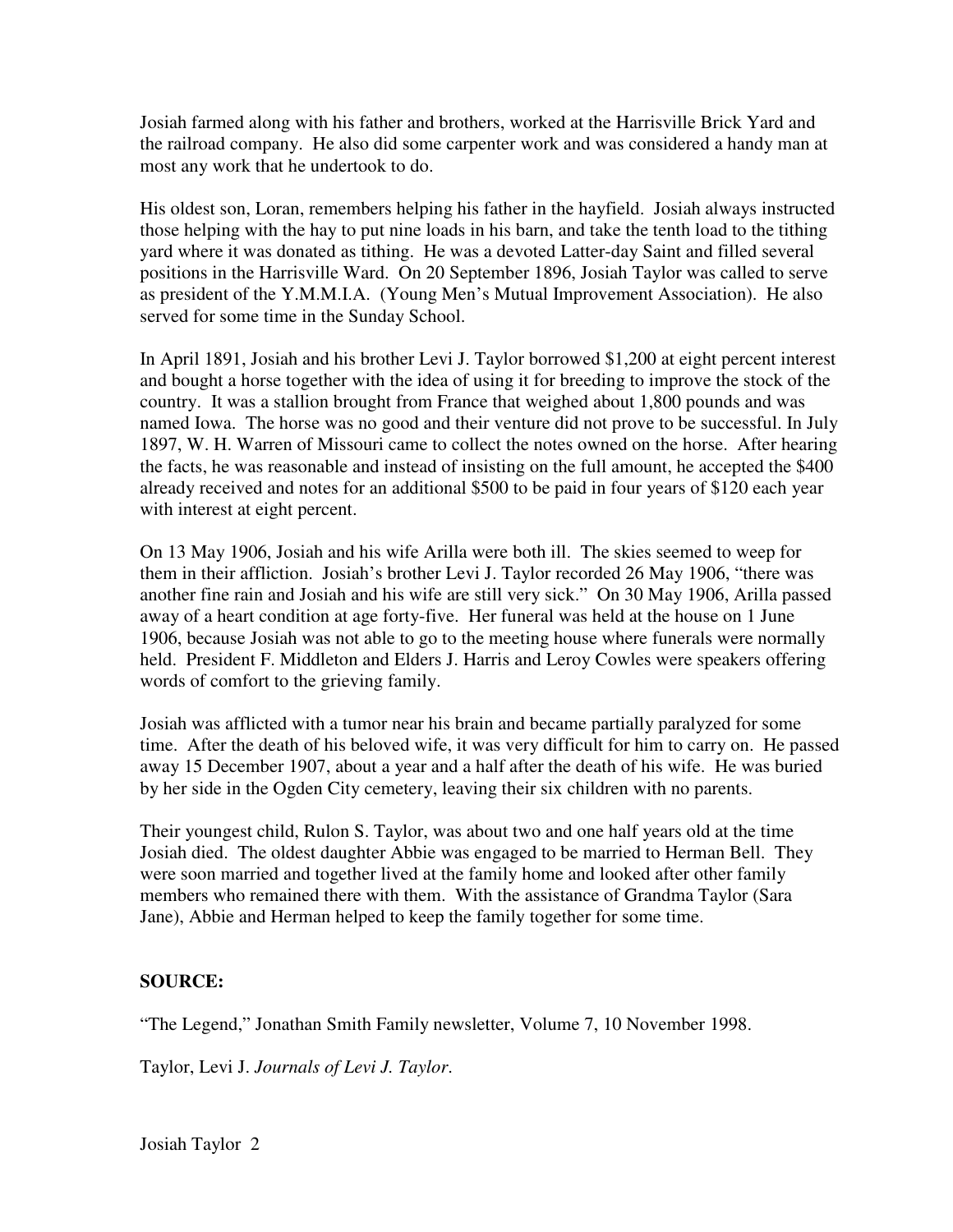Josiah farmed along with his father and brothers, worked at the Harrisville Brick Yard and the railroad company. He also did some carpenter work and was considered a handy man at most any work that he undertook to do.

His oldest son, Loran, remembers helping his father in the hayfield. Josiah always instructed those helping with the hay to put nine loads in his barn, and take the tenth load to the tithing yard where it was donated as tithing. He was a devoted Latter-day Saint and filled several positions in the Harrisville Ward. On 20 September 1896, Josiah Taylor was called to serve as president of the Y.M.M.I.A. (Young Men's Mutual Improvement Association). He also served for some time in the Sunday School.

In April 1891, Josiah and his brother Levi J. Taylor borrowed $1,200 at eight percent interest and bought a horse together with the idea of using it for breeding to improve the stock of the country. It was a stallion brought from France that weighed about 1,800 pounds and was named Iowa. The horse was no good and their venture did not prove to be successful. In July 1897, W. H. Warren of Missouri came to collect the notes owned on the horse. After hearing the facts, he was reasonable and instead of insisting on the full amount, he accepted the $400 already received and notes for an additional $500 to be paid in four years of $120 each year with interest at eight percent.

On 13 May 1906, Josiah and his wife Arilla were both ill. The skies seemed to weep for them in their affliction. Josiah's brother Levi J. Taylor recorded 26 May 1906, "there was another fine rain and Josiah and his wife are still very sick." On 30 May 1906, Arilla passed away of a heart condition at age forty-five. Her funeral was held at the house on 1 June 1906, because Josiah was not able to go to the meeting house where funerals were normally held. President F. Middleton and Elders J. Harris and Leroy Cowles were speakers offering words of comfort to the grieving family.

Josiah was afflicted with a tumor near his brain and became partially paralyzed for some time. After the death of his beloved wife, it was very difficult for him to carry on. He passed away 15 December 1907, about a year and a half after the death of his wife. He was buried by her side in the Ogden City cemetery, leaving their six children with no parents.

Their youngest child, Rulon S. Taylor, was about two and one half years old at the time Josiah died. The oldest daughter Abbie was engaged to be married to Herman Bell. They were soon married and together lived at the family home and looked after other family members who remained there with them. With the assistance of Grandma Taylor (Sara Jane), Abbie and Herman helped to keep the family together for some time.

**SOURCE:**

"The Legend," Jonathan Smith Family newsletter, Volume 7, 10 November 1998.

Taylor, Levi J. *Journals of Levi J. Taylor*.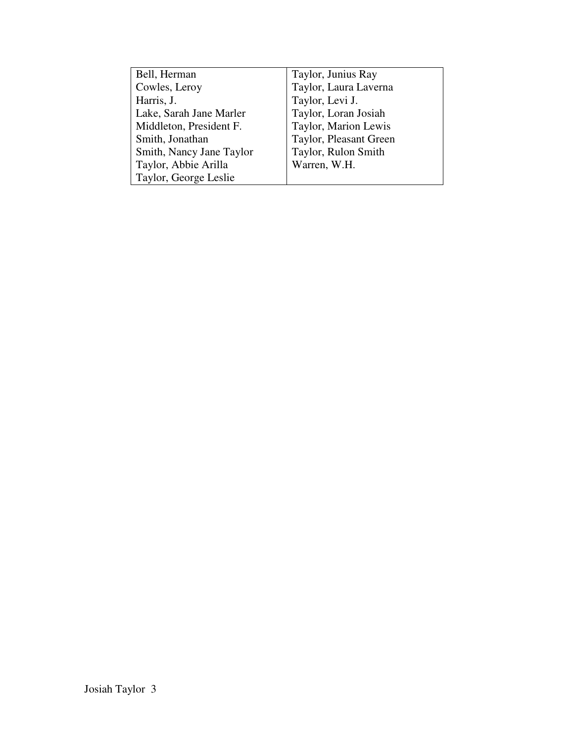| | |
|---|---|
| Bell, Herman<br>Cowles, Leroy<br>Harris, J.<br>Lake, Sarah Jane Marler<br>Middleton, President F.<br>Smith, Jonathan<br>Smith, Nancy Jane Taylor<br>Taylor, Abbie Arilla<br>Taylor, George Leslie | Taylor, Junius Ray<br>Taylor, Laura Laverna<br>Taylor, Levi J.<br>Taylor, Loran Josiah<br>Taylor, Marion Lewis<br>Taylor, Pleasant Green<br>Taylor, Rulon Smith<br>Warren, W.H. |